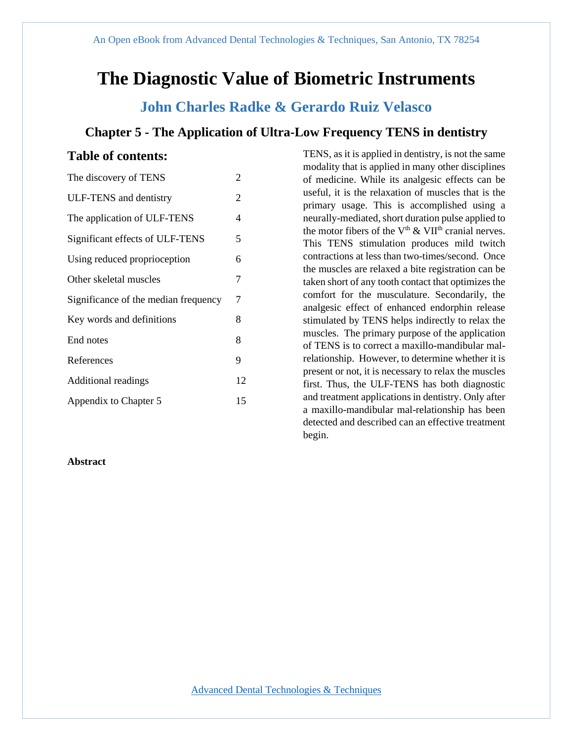An Open eBook from Advanced Dental Technologies & Techniques, San Antonio, TX 78254

# The Diagnostic Value of Biometric Instruments

## John Charles Radke & Gerardo Ruiz Velasco

### Chapter 5 - The Application of Ultra-Low Frequency TENS in dentistry

**Table of contents:**

| | |
|---|---|
| The discovery of TENS | 2 |
| ULF-TENS and dentistry | 2 |
| The application of ULF-TENS | 4 |
| Significant effects of ULF-TENS | 5 |
| Using reduced proprioception | 6 |
| Other skeletal muscles | 7 |
| Significance of the median frequency | 7 |
| Key words and definitions | 8 |
| End notes | 8 |
| References | 9 |
| Additional readings | 12 |
| Appendix to Chapter 5 | 15 |

**Abstract**

TENS, as it is applied in dentistry, is not the same modality that is applied in many other disciplines of medicine. While its analgesic effects can be useful, it is the relaxation of muscles that is the primary usage. This is accomplished using a neurally-mediated, short duration pulse applied to the motor fibers of the V$^{th}$ & VII$^{th}$ cranial nerves. This TENS stimulation produces mild twitch contractions at less than two-times/second. Once the muscles are relaxed a bite registration can be taken short of any tooth contact that optimizes the comfort for the musculature. Secondarily, the analgesic effect of enhanced endorphin release stimulated by TENS helps indirectly to relax the muscles. The primary purpose of the application of TENS is to correct a maxillo-mandibular mal-relationship. However, to determine whether it is present or not, it is necessary to relax the muscles first. Thus, the ULF-TENS has both diagnostic and treatment applications in dentistry. Only after a maxillo-mandibular mal-relationship has been detected and described can an effective treatment begin.

Advanced Dental Technologies & Techniques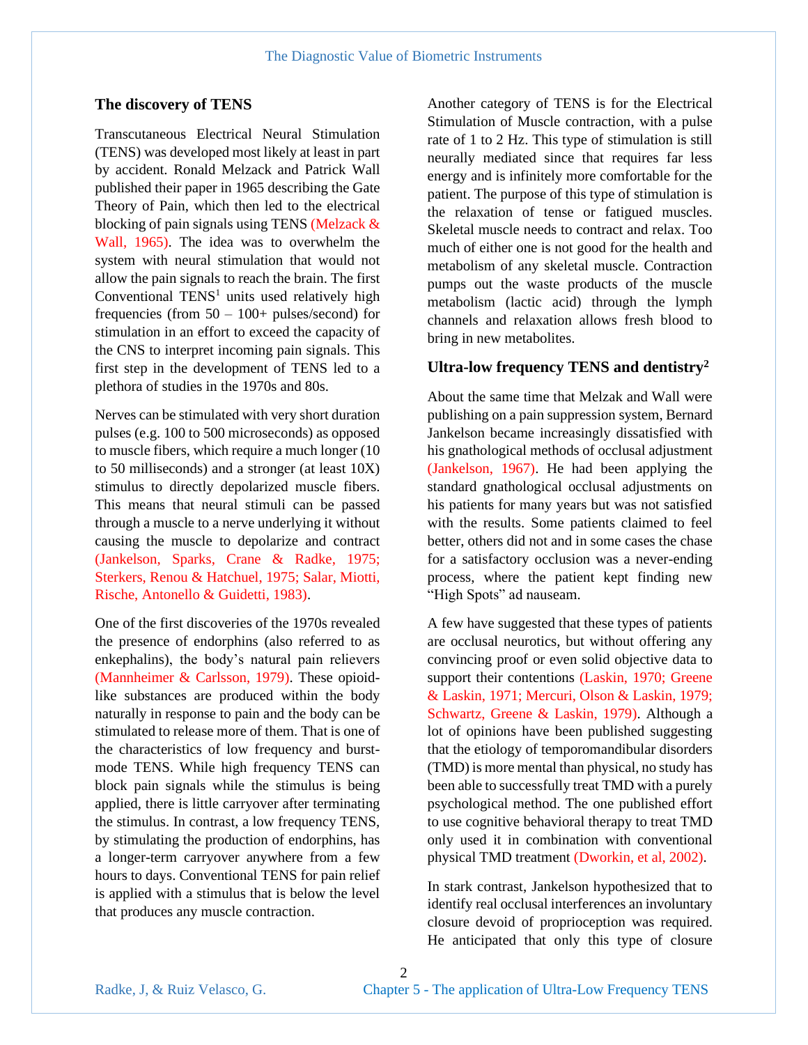## The discovery of TENS

Transcutaneous Electrical Neural Stimulation (TENS) was developed most likely at least in part by accident. Ronald Melzack and Patrick Wall published their paper in 1965 describing the Gate Theory of Pain, which then led to the electrical blocking of pain signals using TENS (Melzack & Wall, 1965). The idea was to overwhelm the system with neural stimulation that would not allow the pain signals to reach the brain. The first Conventional TENS[1] units used relatively high frequencies (from 50 – 100+ pulses/second) for stimulation in an effort to exceed the capacity of the CNS to interpret incoming pain signals. This first step in the development of TENS led to a plethora of studies in the 1970s and 80s.

Nerves can be stimulated with very short duration pulses (e.g. 100 to 500 microseconds) as opposed to muscle fibers, which require a much longer (10 to 50 milliseconds) and a stronger (at least 10X) stimulus to directly depolarized muscle fibers. This means that neural stimuli can be passed through a muscle to a nerve underlying it without causing the muscle to depolarize and contract (Jankelson, Sparks, Crane & Radke, 1975; Sterkers, Renou & Hatchuel, 1975; Salar, Miotti, Rische, Antonello & Guidetti, 1983).

One of the first discoveries of the 1970s revealed the presence of endorphins (also referred to as enkephalins), the body's natural pain relievers (Mannheimer & Carlsson, 1979). These opioid-like substances are produced within the body naturally in response to pain and the body can be stimulated to release more of them. That is one of the characteristics of low frequency and burst-mode TENS. While high frequency TENS can block pain signals while the stimulus is being applied, there is little carryover after terminating the stimulus. In contrast, a low frequency TENS, by stimulating the production of endorphins, has a longer-term carryover anywhere from a few hours to days. Conventional TENS for pain relief is applied with a stimulus that is below the level that produces any muscle contraction.

Another category of TENS is for the Electrical Stimulation of Muscle contraction, with a pulse rate of 1 to 2 Hz. This type of stimulation is still neurally mediated since that requires far less energy and is infinitely more comfortable for the patient. The purpose of this type of stimulation is the relaxation of tense or fatigued muscles. Skeletal muscle needs to contract and relax. Too much of either one is not good for the health and metabolism of any skeletal muscle. Contraction pumps out the waste products of the muscle metabolism (lactic acid) through the lymph channels and relaxation allows fresh blood to bring in new metabolites.

## Ultra-low frequency TENS and dentistry[2]

About the same time that Melzak and Wall were publishing on a pain suppression system, Bernard Jankelson became increasingly dissatisfied with his gnathological methods of occlusal adjustment (Jankelson, 1967). He had been applying the standard gnathological occlusal adjustments on his patients for many years but was not satisfied with the results. Some patients claimed to feel better, others did not and in some cases the chase for a satisfactory occlusion was a never-ending process, where the patient kept finding new "High Spots" ad nauseam.

A few have suggested that these types of patients are occlusal neurotics, but without offering any convincing proof or even solid objective data to support their contentions (Laskin, 1970; Greene & Laskin, 1971; Mercuri, Olson & Laskin, 1979; Schwartz, Greene & Laskin, 1979). Although a lot of opinions have been published suggesting that the etiology of temporomandibular disorders (TMD) is more mental than physical, no study has been able to successfully treat TMD with a purely psychological method. The one published effort to use cognitive behavioral therapy to treat TMD only used it in combination with conventional physical TMD treatment (Dworkin, et al, 2002).

In stark contrast, Jankelson hypothesized that to identify real occlusal interferences an involuntary closure devoid of proprioception was required. He anticipated that only this type of closure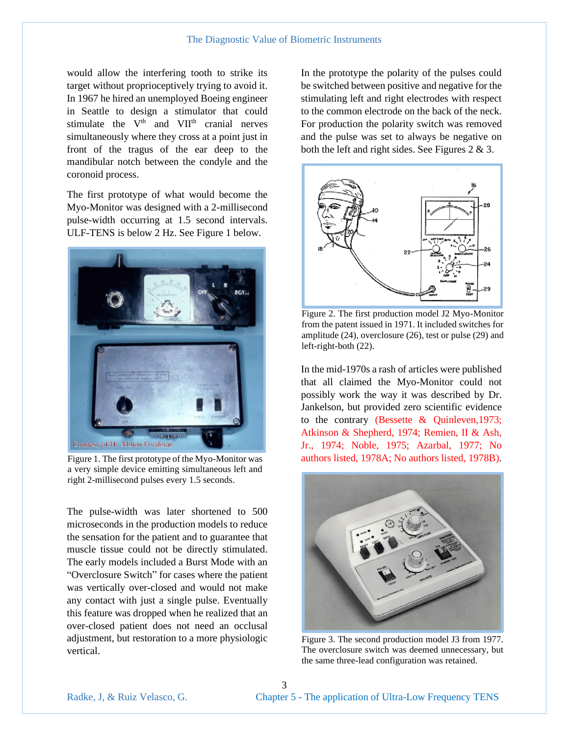would allow the interfering tooth to strike its target without proprioceptively trying to avoid it. In 1967 he hired an unemployed Boeing engineer in Seattle to design a stimulator that could stimulate the V[th] and VII[th] cranial nerves simultaneously where they cross at a point just in front of the tragus of the ear deep to the mandibular notch between the condyle and the coronoid process.

The first prototype of what would become the Myo-Monitor was designed with a 2-millisecond pulse-width occurring at 1.5 second intervals. ULF-TENS is below 2 Hz. See Figure 1 below.

Figure 1. The first prototype of the Myo-Monitor was a very simple device emitting simultaneous left and right 2-millisecond pulses every 1.5 seconds.

The pulse-width was later shortened to 500 microseconds in the production models to reduce the sensation for the patient and to guarantee that muscle tissue could not be directly stimulated. The early models included a Burst Mode with an "Overclosure Switch" for cases where the patient was vertically over-closed and would not make any contact with just a single pulse. Eventually this feature was dropped when he realized that an over-closed patient does not need an occlusal adjustment, but restoration to a more physiologic vertical.

In the prototype the polarity of the pulses could be switched between positive and negative for the stimulating left and right electrodes with respect to the common electrode on the back of the neck. For production the polarity switch was removed and the pulse was set to always be negative on both the left and right sides. See Figures 2 & 3.

Figure 2. The first production model J2 Myo-Monitor from the patent issued in 1971. It included switches for amplitude (24), overclosure (26), test or pulse (29) and left-right-both (22).

In the mid-1970s a rash of articles were published that all claimed the Myo-Monitor could not possibly work the way it was described by Dr. Jankelson, but provided zero scientific evidence to the contrary (Bessette & Quinleven,1973; Atkinson & Shepherd, 1974; Remien, II & Ash, Jr., 1974; Noble, 1975; Azarbal, 1977; No authors listed, 1978A; No authors listed, 1978B).

Figure 3. The second production model J3 from 1977. The overclosure switch was deemed unnecessary, but the same three-lead configuration was retained.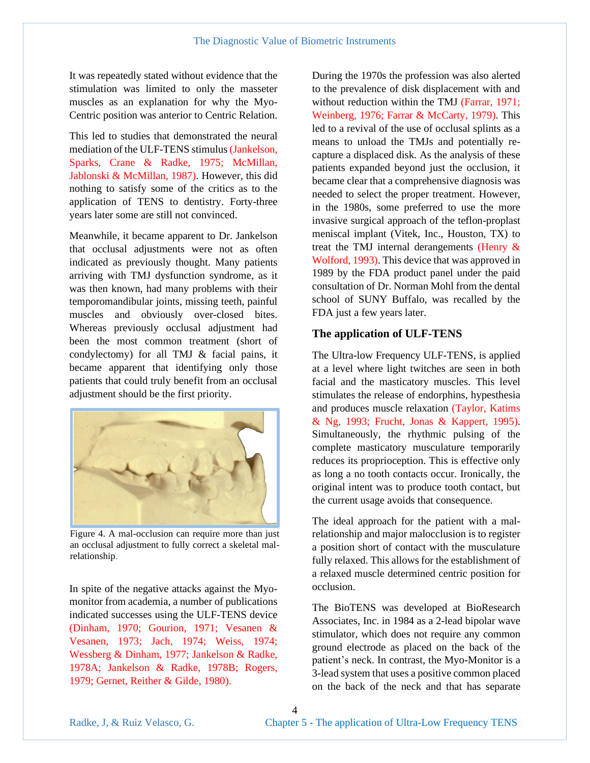It was repeatedly stated without evidence that the stimulation was limited to only the masseter muscles as an explanation for why the Myo-Centric position was anterior to Centric Relation.

This led to studies that demonstrated the neural mediation of the ULF-TENS stimulus (Jankelson, Sparks, Crane & Radke, 1975; McMillan, Jablonski & McMillan, 1987). However, this did nothing to satisfy some of the critics as to the application of TENS to dentistry. Forty-three years later some are still not convinced.

Meanwhile, it became apparent to Dr. Jankelson that occlusal adjustments were not as often indicated as previously thought. Many patients arriving with TMJ dysfunction syndrome, as it was then known, had many problems with their temporomandibular joints, missing teeth, painful muscles and obviously over-closed bites. Whereas previously occlusal adjustment had been the most common treatment (short of condylectomy) for all TMJ & facial pains, it became apparent that identifying only those patients that could truly benefit from an occlusal adjustment should be the first priority.

Figure 4. A mal-occlusion can require more than just an occlusal adjustment to fully correct a skeletal mal-relationship.

In spite of the negative attacks against the Myo-monitor from academia, a number of publications indicated successes using the ULF-TENS device (Dinham, 1970; Gourion, 1971; Vesanen & Vesanen, 1973; Jach, 1974; Weiss, 1974; Wessberg & Dinham, 1977; Jankelson & Radke, 1978A; Jankelson & Radke, 1978B; Rogers, 1979; Gernet, Reither & Gilde, 1980).

During the 1970s the profession was also alerted to the prevalence of disk displacement with and without reduction within the TMJ (Farrar, 1971; Weinberg, 1976; Farrar & McCarty, 1979). This led to a revival of the use of occlusal splints as a means to unload the TMJs and potentially re-capture a displaced disk. As the analysis of these patients expanded beyond just the occlusion, it became clear that a comprehensive diagnosis was needed to select the proper treatment. However, in the 1980s, some preferred to use the more invasive surgical approach of the teflon-proplast meniscal implant (Vitek, Inc., Houston, TX) to treat the TMJ internal derangements (Henry & Wolford, 1993). This device that was approved in 1989 by the FDA product panel under the paid consultation of Dr. Norman Mohl from the dental school of SUNY Buffalo, was recalled by the FDA just a few years later.

## The application of ULF-TENS

The Ultra-low Frequency ULF-TENS, is applied at a level where light twitches are seen in both facial and the masticatory muscles. This level stimulates the release of endorphins, hypesthesia and produces muscle relaxation (Taylor, Katims & Ng, 1993; Frucht, Jonas & Kappert, 1995). Simultaneously, the rhythmic pulsing of the complete masticatory musculature temporarily reduces its proprioception. This is effective only as long a no tooth contacts occur. Ironically, the original intent was to produce tooth contact, but the current usage avoids that consequence.

The ideal approach for the patient with a mal-relationship and major malocclusion is to register a position short of contact with the musculature fully relaxed. This allows for the establishment of a relaxed muscle determined centric position for occlusion.

The BioTENS was developed at BioResearch Associates, Inc. in 1984 as a 2-lead bipolar wave stimulator, which does not require any common ground electrode as placed on the back of the patient's neck. In contrast, the Myo-Monitor is a 3-lead system that uses a positive common placed on the back of the neck and that has separate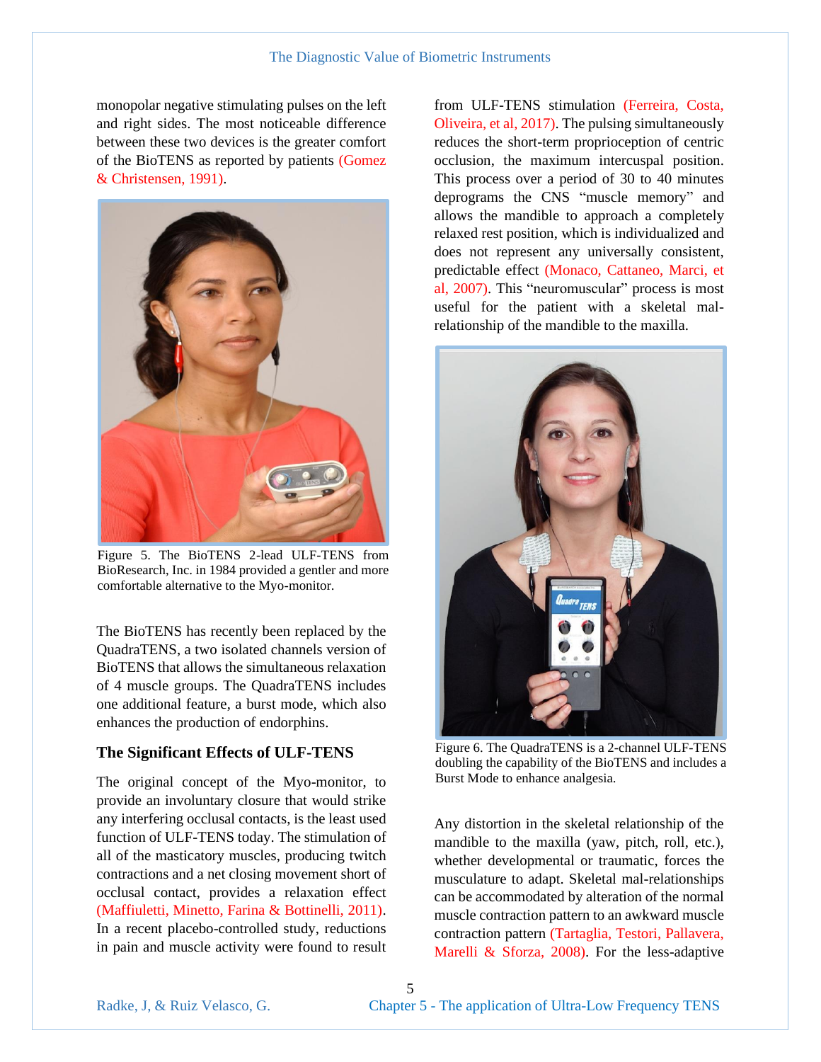monopolar negative stimulating pulses on the left and right sides. The most noticeable difference between these two devices is the greater comfort of the BioTENS as reported by patients (Gomez & Christensen, 1991).

Figure 5. The BioTENS 2-lead ULF-TENS from BioResearch, Inc. in 1984 provided a gentler and more comfortable alternative to the Myo-monitor.

The BioTENS has recently been replaced by the QuadraTENS, a two isolated channels version of BioTENS that allows the simultaneous relaxation of 4 muscle groups. The QuadraTENS includes one additional feature, a burst mode, which also enhances the production of endorphins.

## The Significant Effects of ULF-TENS

The original concept of the Myo-monitor, to provide an involuntary closure that would strike any interfering occlusal contacts, is the least used function of ULF-TENS today. The stimulation of all of the masticatory muscles, producing twitch contractions and a net closing movement short of occlusal contact, provides a relaxation effect (Maffiuletti, Minetto, Farina & Bottinelli, 2011). In a recent placebo-controlled study, reductions in pain and muscle activity were found to result from ULF-TENS stimulation (Ferreira, Costa, Oliveira, et al, 2017). The pulsing simultaneously reduces the short-term proprioception of centric occlusion, the maximum intercuspal position. This process over a period of 30 to 40 minutes deprograms the CNS "muscle memory" and allows the mandible to approach a completely relaxed rest position, which is individualized and does not represent any universally consistent, predictable effect (Monaco, Cattaneo, Marci, et al, 2007). This "neuromuscular" process is most useful for the patient with a skeletal mal-relationship of the mandible to the maxilla.

Figure 6. The QuadraTENS is a 2-channel ULF-TENS doubling the capability of the BioTENS and includes a Burst Mode to enhance analgesia.

Any distortion in the skeletal relationship of the mandible to the maxilla (yaw, pitch, roll, etc.), whether developmental or traumatic, forces the musculature to adapt. Skeletal mal-relationships can be accommodated by alteration of the normal muscle contraction pattern to an awkward muscle contraction pattern (Tartaglia, Testori, Pallavera, Marelli & Sforza, 2008). For the less-adaptive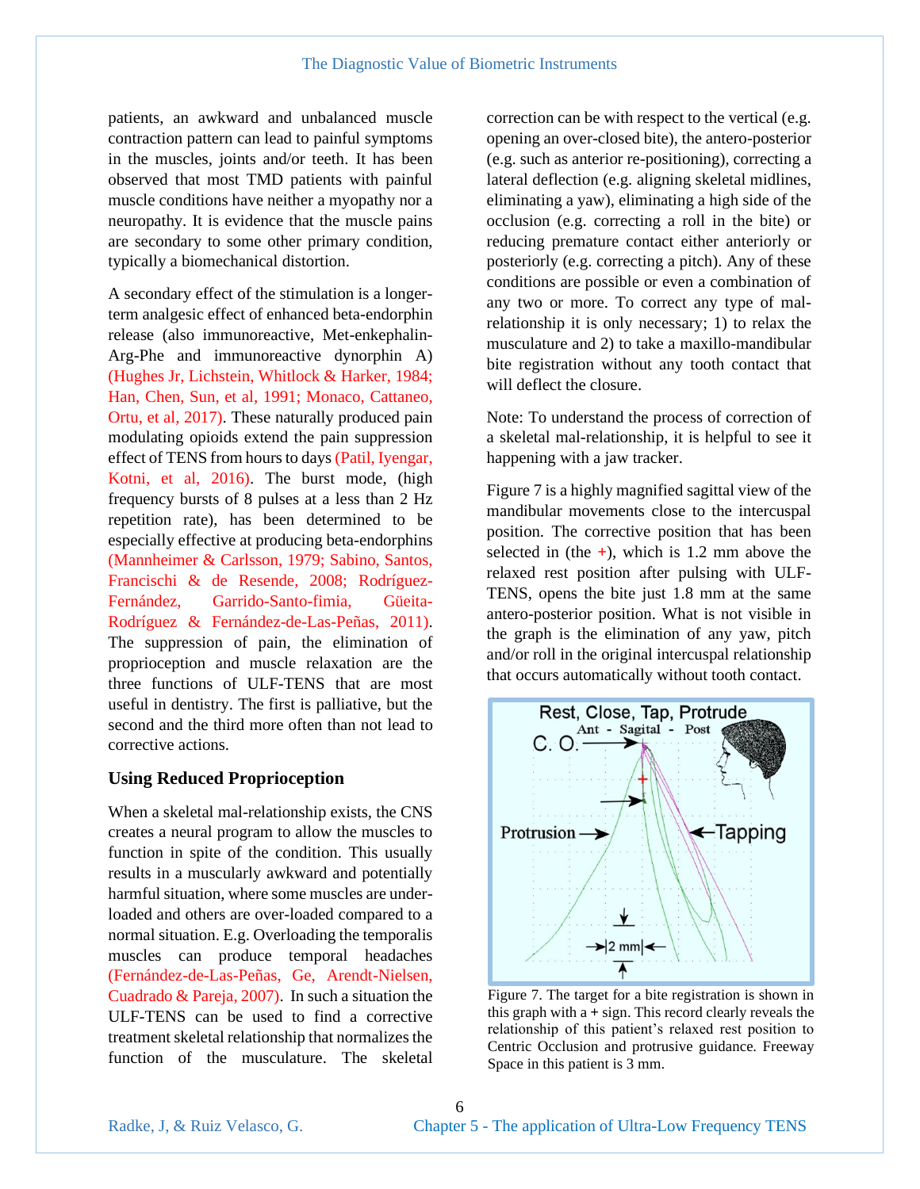patients, an awkward and unbalanced muscle contraction pattern can lead to painful symptoms in the muscles, joints and/or teeth. It has been observed that most TMD patients with painful muscle conditions have neither a myopathy nor a neuropathy. It is evidence that the muscle pains are secondary to some other primary condition, typically a biomechanical distortion.

A secondary effect of the stimulation is a longer-term analgesic effect of enhanced beta-endorphin release (also immunoreactive, Met-enkephalin-Arg-Phe and immunoreactive dynorphin A) (Hughes Jr, Lichstein, Whitlock & Harker, 1984; Han, Chen, Sun, et al, 1991; Monaco, Cattaneo, Ortu, et al, 2017). These naturally produced pain modulating opioids extend the pain suppression effect of TENS from hours to days (Patil, Iyengar, Kotni, et al, 2016). The burst mode, (high frequency bursts of 8 pulses at a less than 2 Hz repetition rate), has been determined to be especially effective at producing beta-endorphins (Mannheimer & Carlsson, 1979; Sabino, Santos, Franciscchi & de Resende, 2008; Rodríguez-Fernández, Garrido-Santo-fimia, Güeita-Rodríguez & Fernández-de-Las-Peñas, 2011). The suppression of pain, the elimination of proprioception and muscle relaxation are the three functions of ULF-TENS that are most useful in dentistry. The first is palliative, but the second and the third more often than not lead to corrective actions.

### Using Reduced Proprioception

When a skeletal mal-relationship exists, the CNS creates a neural program to allow the muscles to function in spite of the condition. This usually results in a muscularly awkward and potentially harmful situation, where some muscles are under-loaded and others are over-loaded compared to a normal situation. E.g. Overloading the temporalis muscles can produce temporal headaches (Fernández-de-Las-Peñas, Ge, Arendt-Nielsen, Cuadrado & Pareja, 2007). In such a situation the ULF-TENS can be used to find a corrective treatment skeletal relationship that normalizes the function of the musculature. The skeletal correction can be with respect to the vertical (e.g. opening an over-closed bite), the antero-posterior (e.g. such as anterior re-positioning), correcting a lateral deflection (e.g. aligning skeletal midlines, eliminating a yaw), eliminating a high side of the occlusion (e.g. correcting a roll in the bite) or reducing premature contact either anteriorly or posteriorly (e.g. correcting a pitch). Any of these conditions are possible or even a combination of any two or more. To correct any type of mal-relationship it is only necessary; 1) to relax the musculature and 2) to take a maxillo-mandibular bite registration without any tooth contact that will deflect the closure.

Note: To understand the process of correction of a skeletal mal-relationship, it is helpful to see it happening with a jaw tracker.

Figure 7 is a highly magnified sagittal view of the mandibular movements close to the intercuspal position. The corrective position that has been selected in (the +), which is 1.2 mm above the relaxed rest position after pulsing with ULF-TENS, opens the bite just 1.8 mm at the same antero-posterior position. What is not visible in the graph is the elimination of any yaw, pitch and/or roll in the original intercuspal relationship that occurs automatically without tooth contact.

Figure 7. The target for a bite registration is shown in this graph with a + sign. This record clearly reveals the relationship of this patient's relaxed rest position to Centric Occlusion and protrusive guidance. Freeway Space in this patient is 3 mm.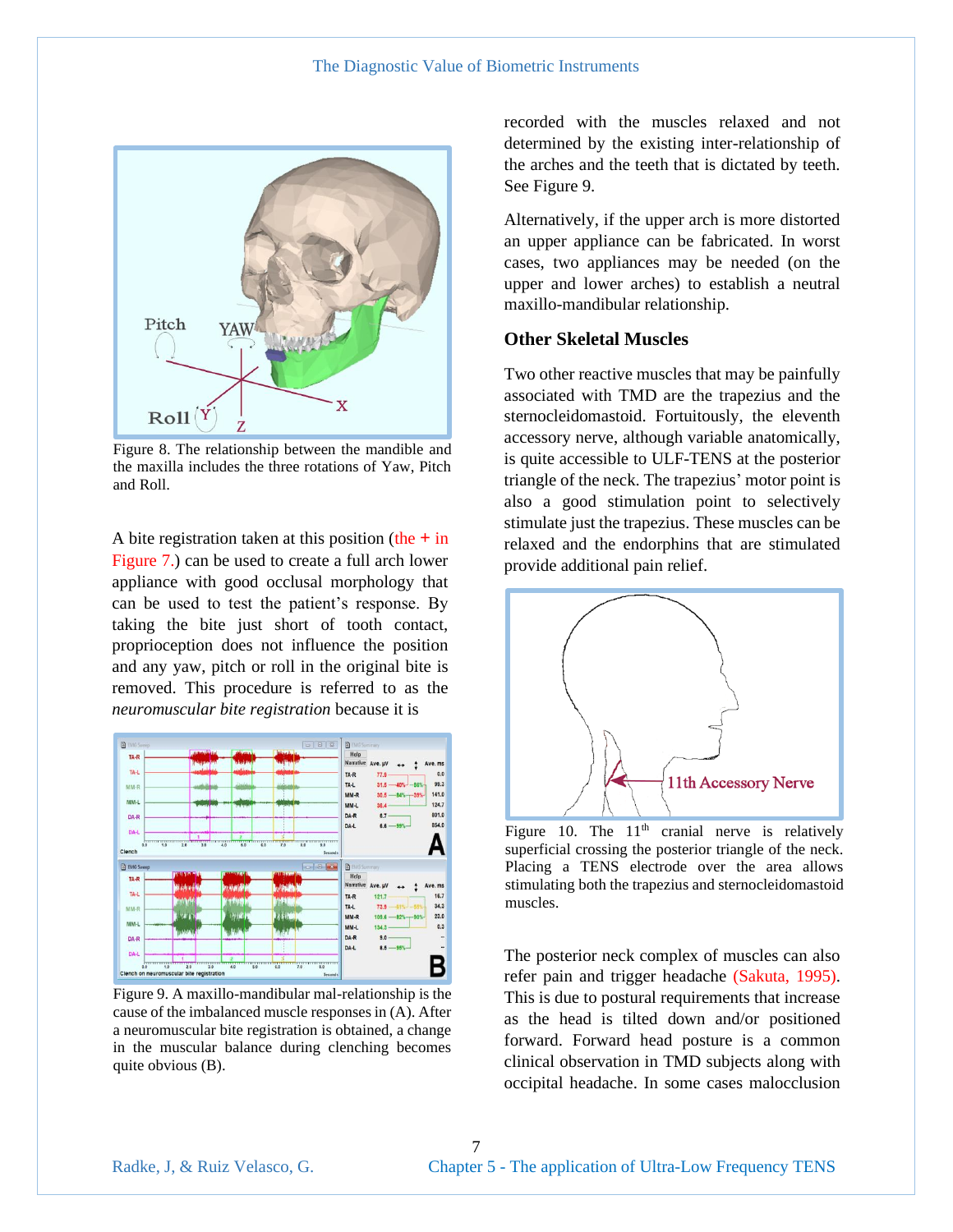Figure 8. The relationship between the mandible and the maxilla includes the three rotations of Yaw, Pitch and Roll.

A bite registration taken at this position (the + in Figure 7.) can be used to create a full arch lower appliance with good occlusal morphology that can be used to test the patient's response. By taking the bite just short of tooth contact, proprioception does not influence the position and any yaw, pitch or roll in the original bite is removed. This procedure is referred to as the *neuromuscular bite registration* because it is recorded with the muscles relaxed and not determined by the existing inter-relationship of the arches and the teeth that is dictated by teeth. See Figure 9.

Figure 9. A maxillo-mandibular mal-relationship is the cause of the imbalanced muscle responses in (A). After a neuromuscular bite registration is obtained, a change in the muscular balance during clenching becomes quite obvious (B).

Alternatively, if the upper arch is more distorted an upper appliance can be fabricated. In worst cases, two appliances may be needed (on the upper and lower arches) to establish a neutral maxillo-mandibular relationship.

### Other Skeletal Muscles

Two other reactive muscles that may be painfully associated with TMD are the trapezius and the sternocleidomastoid. Fortuitously, the eleventh accessory nerve, although variable anatomically, is quite accessible to ULF-TENS at the posterior triangle of the neck. The trapezius' motor point is also a good stimulation point to selectively stimulate just the trapezius. These muscles can be relaxed and the endorphins that are stimulated provide additional pain relief.

Figure 10. The 11th cranial nerve is relatively superficial crossing the posterior triangle of the neck. Placing a TENS electrode over the area allows stimulating both the trapezius and sternocleidomastoid muscles.

The posterior neck complex of muscles can also refer pain and trigger headache (Sakuta, 1995). This is due to postural requirements that increase as the head is tilted down and/or positioned forward. Forward head posture is a common clinical observation in TMD subjects along with occipital headache. In some cases malocclusion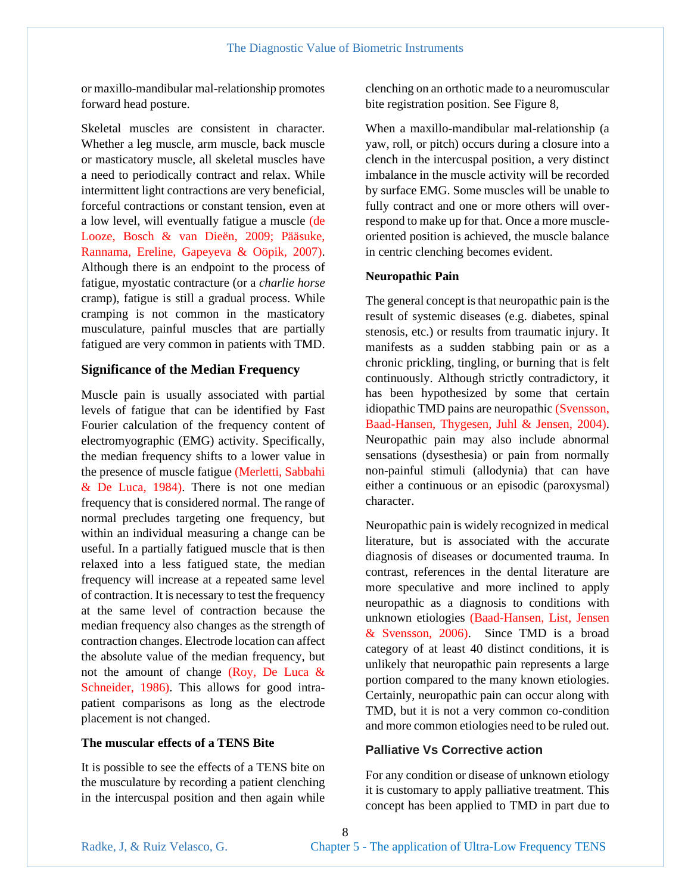or maxillo-mandibular mal-relationship promotes forward head posture.

Skeletal muscles are consistent in character. Whether a leg muscle, arm muscle, back muscle or masticatory muscle, all skeletal muscles have a need to periodically contract and relax. While intermittent light contractions are very beneficial, forceful contractions or constant tension, even at a low level, will eventually fatigue a muscle (de Looze, Bosch & van Dieën, 2009; Pääsuke, Rannama, Ereline, Gapeyeva & Oöpik, 2007). Although there is an endpoint to the process of fatigue, myostatic contracture (or a *charlie horse* cramp), fatigue is still a gradual process. While cramping is not common in the masticatory musculature, painful muscles that are partially fatigued are very common in patients with TMD.

## Significance of the Median Frequency

Muscle pain is usually associated with partial levels of fatigue that can be identified by Fast Fourier calculation of the frequency content of electromyographic (EMG) activity. Specifically, the median frequency shifts to a lower value in the presence of muscle fatigue (Merletti, Sabbahi & De Luca, 1984). There is not one median frequency that is considered normal. The range of normal precludes targeting one frequency, but within an individual measuring a change can be useful. In a partially fatigued muscle that is then relaxed into a less fatigued state, the median frequency will increase at a repeated same level of contraction. It is necessary to test the frequency at the same level of contraction because the median frequency also changes as the strength of contraction changes. Electrode location can affect the absolute value of the median frequency, but not the amount of change (Roy, De Luca & Schneider, 1986). This allows for good intra-patient comparisons as long as the electrode placement is not changed.

### The muscular effects of a TENS Bite

It is possible to see the effects of a TENS bite on the musculature by recording a patient clenching in the intercuspal position and then again while clenching on an orthotic made to a neuromuscular bite registration position. See Figure 8,

When a maxillo-mandibular mal-relationship (a yaw, roll, or pitch) occurs during a closure into a clench in the intercuspal position, a very distinct imbalance in the muscle activity will be recorded by surface EMG. Some muscles will be unable to fully contract and one or more others will over-respond to make up for that. Once a more muscle-oriented position is achieved, the muscle balance in centric clenching becomes evident.

### Neuropathic Pain

The general concept is that neuropathic pain is the result of systemic diseases (e.g. diabetes, spinal stenosis, etc.) or results from traumatic injury. It manifests as a sudden stabbing pain or as a chronic prickling, tingling, or burning that is felt continuously. Although strictly contradictory, it has been hypothesized by some that certain idiopathic TMD pains are neuropathic (Svensson, Baad-Hansen, Thygesen, Juhl & Jensen, 2004). Neuropathic pain may also include abnormal sensations (dysesthesia) or pain from normally non-painful stimuli (allodynia) that can have either a continuous or an episodic (paroxysmal) character.

Neuropathic pain is widely recognized in medical literature, but is associated with the accurate diagnosis of diseases or documented trauma. In contrast, references in the dental literature are more speculative and more inclined to apply neuropathic as a diagnosis to conditions with unknown etiologies (Baad-Hansen, List, Jensen & Svensson, 2006). Since TMD is a broad category of at least 40 distinct conditions, it is unlikely that neuropathic pain represents a large portion compared to the many known etiologies. Certainly, neuropathic pain can occur along with TMD, but it is not a very common co-condition and more common etiologies need to be ruled out.

## Palliative Vs Corrective action

For any condition or disease of unknown etiology it is customary to apply palliative treatment. This concept has been applied to TMD in part due to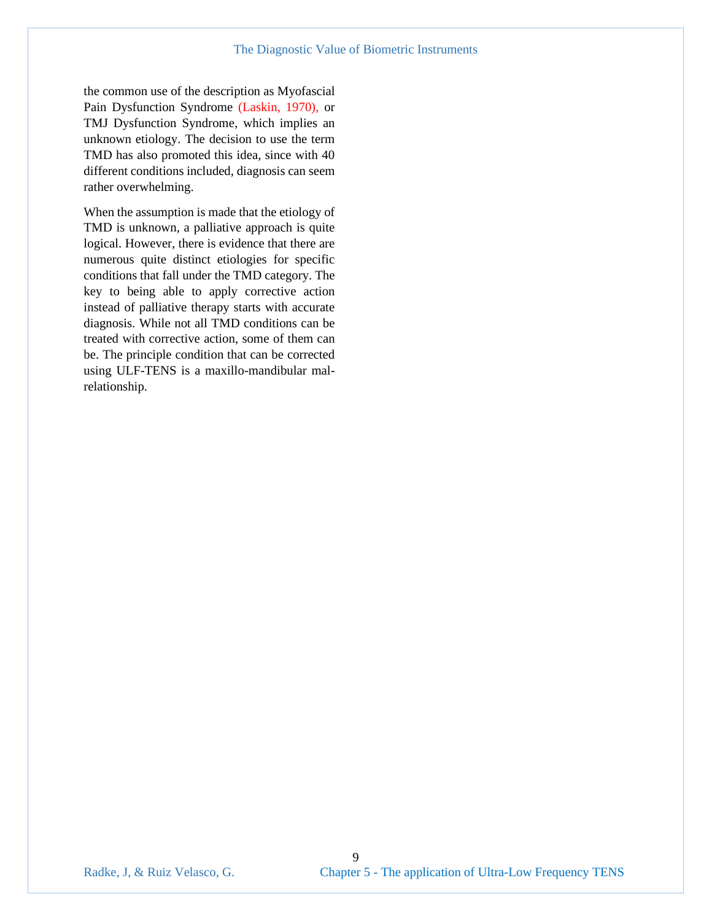the common use of the description as Myofascial Pain Dysfunction Syndrome (Laskin, 1970), or TMJ Dysfunction Syndrome, which implies an unknown etiology. The decision to use the term TMD has also promoted this idea, since with 40 different conditions included, diagnosis can seem rather overwhelming.

When the assumption is made that the etiology of TMD is unknown, a palliative approach is quite logical. However, there is evidence that there are numerous quite distinct etiologies for specific conditions that fall under the TMD category. The key to being able to apply corrective action instead of palliative therapy starts with accurate diagnosis. While not all TMD conditions can be treated with corrective action, some of them can be. The principle condition that can be corrected using ULF-TENS is a maxillo-mandibular mal-relationship.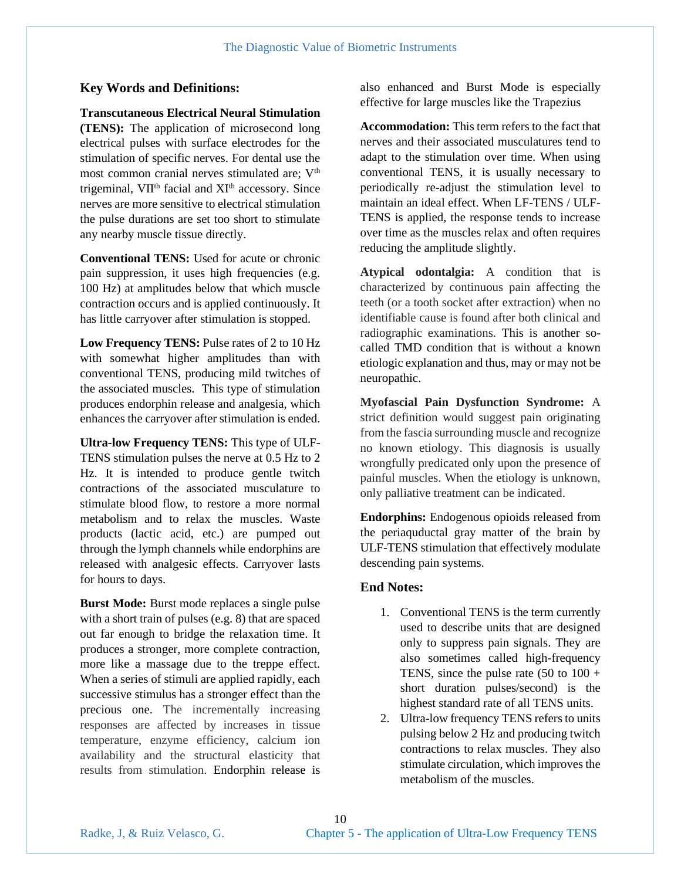## Key Words and Definitions:

**Transcutaneous Electrical Neural Stimulation (TENS):** The application of microsecond long electrical pulses with surface electrodes for the stimulation of specific nerves. For dental use the most common cranial nerves stimulated are; V$^{th}$ trigeminal, VII$^{th}$ facial and XI$^{th}$ accessory. Since nerves are more sensitive to electrical stimulation the pulse durations are set too short to stimulate any nearby muscle tissue directly.

**Conventional TENS:** Used for acute or chronic pain suppression, it uses high frequencies (e.g. 100 Hz) at amplitudes below that which muscle contraction occurs and is applied continuously. It has little carryover after stimulation is stopped.

**Low Frequency TENS:** Pulse rates of 2 to 10 Hz with somewhat higher amplitudes than with conventional TENS, producing mild twitches of the associated muscles. This type of stimulation produces endorphin release and analgesia, which enhances the carryover after stimulation is ended.

**Ultra-low Frequency TENS:** This type of ULF-TENS stimulation pulses the nerve at 0.5 Hz to 2 Hz. It is intended to produce gentle twitch contractions of the associated musculature to stimulate blood flow, to restore a more normal metabolism and to relax the muscles. Waste products (lactic acid, etc.) are pumped out through the lymph channels while endorphins are released with analgesic effects. Carryover lasts for hours to days.

**Burst Mode:** Burst mode replaces a single pulse with a short train of pulses (e.g. 8) that are spaced out far enough to bridge the relaxation time. It produces a stronger, more complete contraction, more like a massage due to the treppe effect. When a series of stimuli are applied rapidly, each successive stimulus has a stronger effect than the precious one. The incrementally increasing responses are affected by increases in tissue temperature, enzyme efficiency, calcium ion availability and the structural elasticity that results from stimulation. Endorphin release is also enhanced and Burst Mode is especially effective for large muscles like the Trapezius

**Accommodation:** This term refers to the fact that nerves and their associated musculatures tend to adapt to the stimulation over time. When using conventional TENS, it is usually necessary to periodically re-adjust the stimulation level to maintain an ideal effect. When LF-TENS / ULF-TENS is applied, the response tends to increase over time as the muscles relax and often requires reducing the amplitude slightly.

**Atypical odontalgia:** A condition that is characterized by continuous pain affecting the teeth (or a tooth socket after extraction) when no identifiable cause is found after both clinical and radiographic examinations. This is another so-called TMD condition that is without a known etiologic explanation and thus, may or may not be neuropathic.

**Myofascial Pain Dysfunction Syndrome:** A strict definition would suggest pain originating from the fascia surrounding muscle and recognize no known etiology. This diagnosis is usually wrongfully predicated only upon the presence of painful muscles. When the etiology is unknown, only palliative treatment can be indicated.

**Endorphins:** Endogenous opioids released from the periaquductal gray matter of the brain by ULF-TENS stimulation that effectively modulate descending pain systems.

## End Notes:

1. Conventional TENS is the term currently used to describe units that are designed only to suppress pain signals. They are also sometimes called high-frequency TENS, since the pulse rate (50 to 100 + short duration pulses/second) is the highest standard rate of all TENS units.
2. Ultra-low frequency TENS refers to units pulsing below 2 Hz and producing twitch contractions to relax muscles. They also stimulate circulation, which improves the metabolism of the muscles.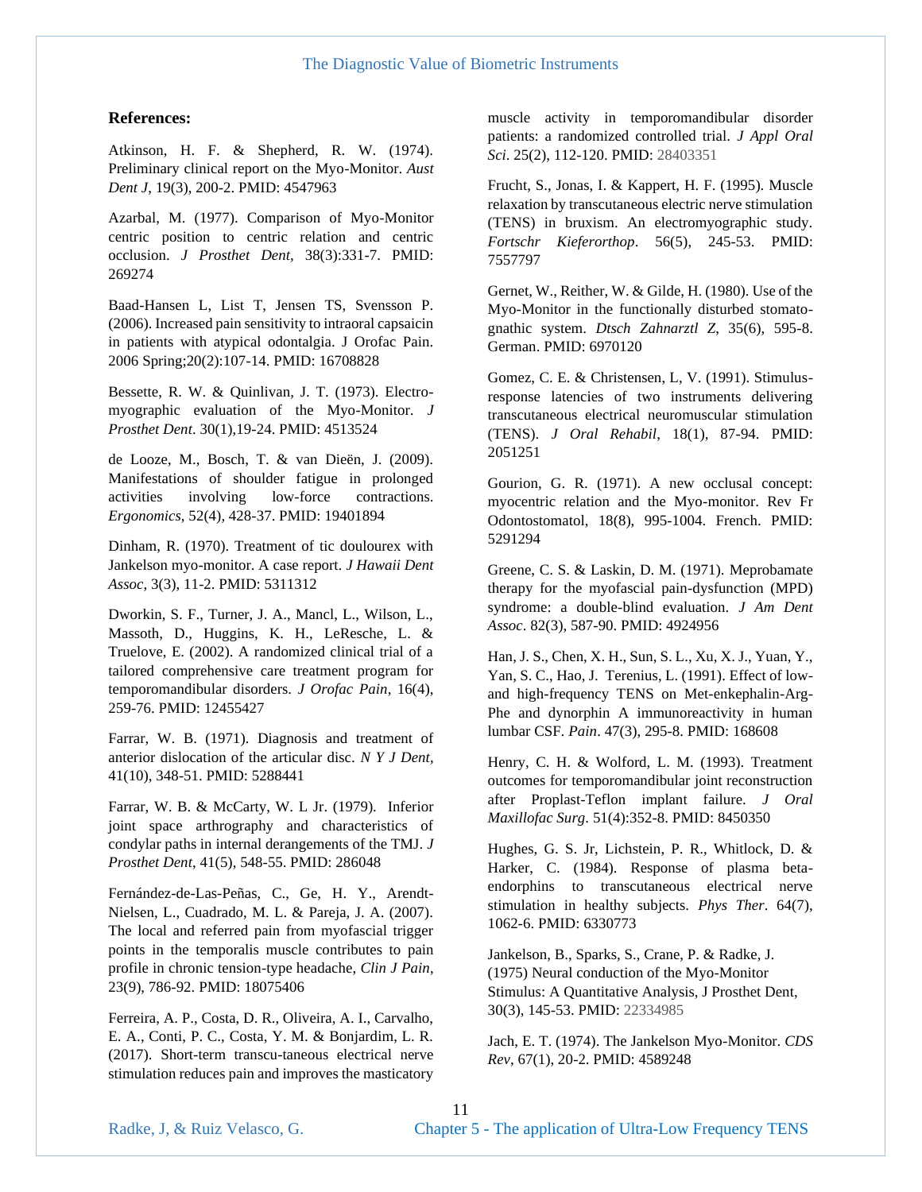**References:**

Atkinson, H. F. & Shepherd, R. W. (1974). Preliminary clinical report on the Myo-Monitor. *Aust Dent J*, 19(3), 200-2. PMID: 4547963

Azarbal, M. (1977). Comparison of Myo-Monitor centric position to centric relation and centric occlusion. *J Prosthet Dent*, 38(3):331-7. PMID: 269274

Baad-Hansen L, List T, Jensen TS, Svensson P. (2006). Increased pain sensitivity to intraoral capsaicin in patients with atypical odontalgia. J Orofac Pain. 2006 Spring;20(2):107-14. PMID: 16708828

Bessette, R. W. & Quinlivan, J. T. (1973). Electro-myographic evaluation of the Myo-Monitor. *J Prosthet Dent*. 30(1),19-24. PMID: 4513524

de Looze, M., Bosch, T. & van Dieën, J. (2009). Manifestations of shoulder fatigue in prolonged activities involving low-force contractions. *Ergonomics*, 52(4), 428-37. PMID: 19401894

Dinham, R. (1970). Treatment of tic doulourex with Jankelson myo-monitor. A case report. *J Hawaii Dent Assoc*, 3(3), 11-2. PMID: 5311312

Dworkin, S. F., Turner, J. A., Mancl, L., Wilson, L., Massoth, D., Huggins, K. H., LeResche, L. & Truelove, E. (2002). A randomized clinical trial of a tailored comprehensive care treatment program for temporomandibular disorders. *J Orofac Pain*, 16(4), 259-76. PMID: 12455427

Farrar, W. B. (1971). Diagnosis and treatment of anterior dislocation of the articular disc. *N Y J Dent*, 41(10), 348-51. PMID: 5288441

Farrar, W. B. & McCarty, W. L Jr. (1979). Inferior joint space arthrography and characteristics of condylar paths in internal derangements of the TMJ. *J Prosthet Dent*, 41(5), 548-55. PMID: 286048

Fernández-de-Las-Peñas, C., Ge, H. Y., Arendt-Nielsen, L., Cuadrado, M. L. & Pareja, J. A. (2007). The local and referred pain from myofascial trigger points in the temporalis muscle contributes to pain profile in chronic tension-type headache, *Clin J Pain*, 23(9), 786-92. PMID: 18075406

Ferreira, A. P., Costa, D. R., Oliveira, A. I., Carvalho, E. A., Conti, P. C., Costa, Y. M. & Bonjardim, L. R. (2017). Short-term transcu-taneous electrical nerve stimulation reduces pain and improves the masticatory muscle activity in temporomandibular disorder patients: a randomized controlled trial. *J Appl Oral Sci*. 25(2), 112-120. PMID: 28403351

Frucht, S., Jonas, I. & Kappert, H. F. (1995). Muscle relaxation by transcutaneous electric nerve stimulation (TENS) in bruxism. An electromyographic study. *Fortschr Kieferorthop*. 56(5), 245-53. PMID: 7557797

Gernet, W., Reither, W. & Gilde, H. (1980). Use of the Myo-Monitor in the functionally disturbed stomato-gnathic system. *Dtsch Zahnarztl Z*, 35(6), 595-8. German. PMID: 6970120

Gomez, C. E. & Christensen, L, V. (1991). Stimulus-response latencies of two instruments delivering transcutaneous electrical neuromuscular stimulation (TENS). *J Oral Rehabil*, 18(1), 87-94. PMID: 2051251

Gourion, G. R. (1971). A new occlusal concept: myocentric relation and the Myo-monitor. Rev Fr Odontostomatol, 18(8), 995-1004. French. PMID: 5291294

Greene, C. S. & Laskin, D. M. (1971). Meprobamate therapy for the myofascial pain-dysfunction (MPD) syndrome: a double-blind evaluation. *J Am Dent Assoc*. 82(3), 587-90. PMID: 4924956

Han, J. S., Chen, X. H., Sun, S. L., Xu, X. J., Yuan, Y., Yan, S. C., Hao, J. Terenius, L. (1991). Effect of low- and high-frequency TENS on Met-enkephalin-Arg-Phe and dynorphin A immunoreactivity in human lumbar CSF. *Pain*. 47(3), 295-8. PMID: 168608

Henry, C. H. & Wolford, L. M. (1993). Treatment outcomes for temporomandibular joint reconstruction after Proplast-Teflon implant failure. *J Oral Maxillofac Surg*. 51(4):352-8. PMID: 8450350

Hughes, G. S. Jr, Lichstein, P. R., Whitlock, D. & Harker, C. (1984). Response of plasma beta-endorphins to transcutaneous electrical nerve stimulation in healthy subjects. *Phys Ther*. 64(7), 1062-6. PMID: 6330773

Jankelson, B., Sparks, S., Crane, P. & Radke, J. (1975) Neural conduction of the Myo-Monitor Stimulus: A Quantitative Analysis, J Prosthet Dent, 30(3), 145-53. PMID: 22334985

Jach, E. T. (1974). The Jankelson Myo-Monitor. *CDS Rev*, 67(1), 20-2. PMID: 4589248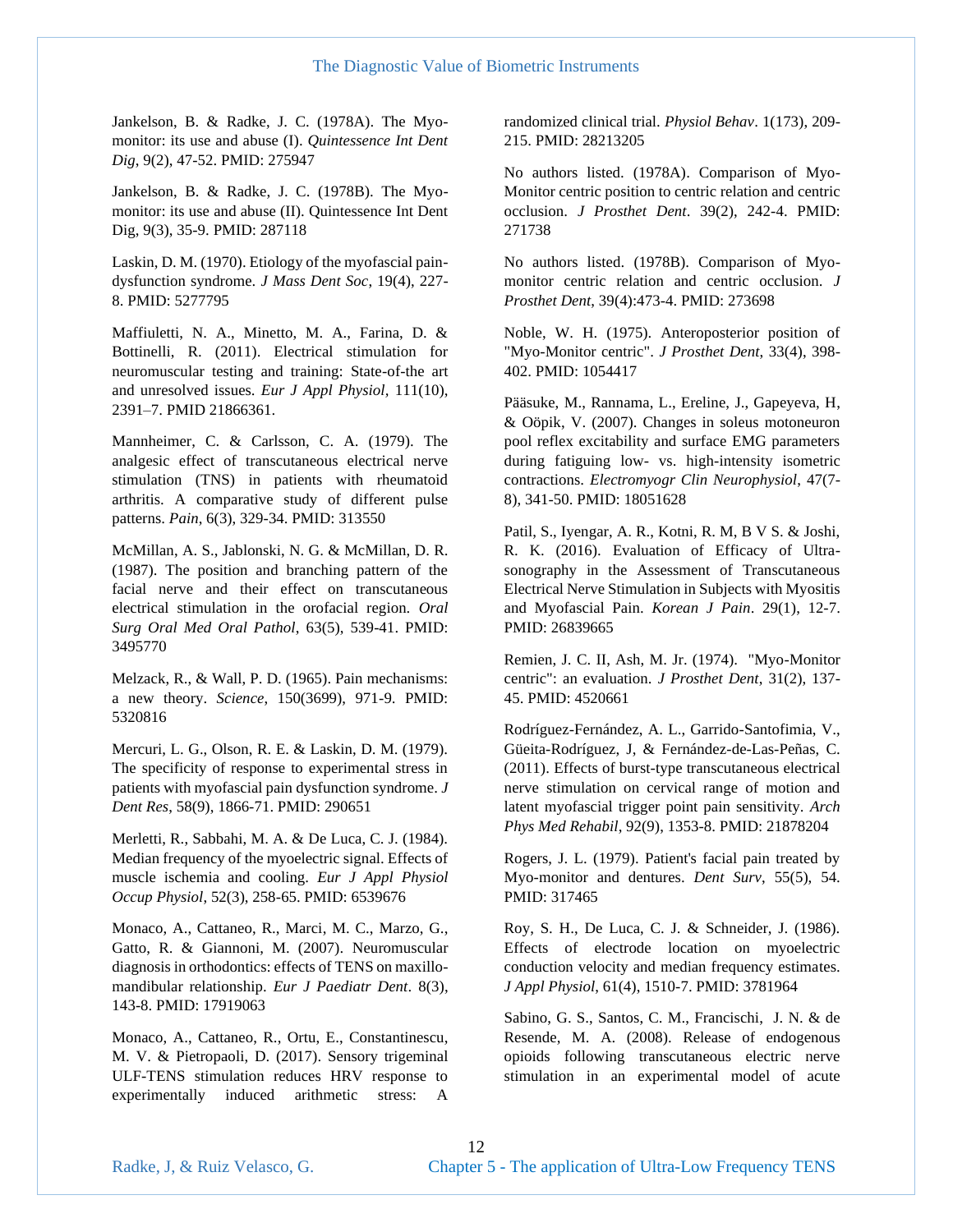Jankelson, B. & Radke, J. C. (1978A). The Myo-monitor: its use and abuse (I). *Quintessence Int Dent Dig*, 9(2), 47-52. PMID: 275947

Jankelson, B. & Radke, J. C. (1978B). The Myo-monitor: its use and abuse (II). Quintessence Int Dent Dig, 9(3), 35-9. PMID: 287118

Laskin, D. M. (1970). Etiology of the myofascial pain-dysfunction syndrome. *J Mass Dent Soc*, 19(4), 227-8. PMID: 5277795

Maffiuletti, N. A., Minetto, M. A., Farina, D. & Bottinelli, R. (2011). Electrical stimulation for neuromuscular testing and training: State-of-the art and unresolved issues. *Eur J Appl Physiol*, 111(10), 2391–7. PMID 21866361.

Mannheimer, C. & Carlsson, C. A. (1979). The analgesic effect of transcutaneous electrical nerve stimulation (TNS) in patients with rheumatoid arthritis. A comparative study of different pulse patterns. *Pain*, 6(3), 329-34. PMID: 313550

McMillan, A. S., Jablonski, N. G. & McMillan, D. R. (1987). The position and branching pattern of the facial nerve and their effect on transcutaneous electrical stimulation in the orofacial region. *Oral Surg Oral Med Oral Pathol*, 63(5), 539-41. PMID: 3495770

Melzack, R., & Wall, P. D. (1965). Pain mechanisms: a new theory. *Science*, 150(3699), 971-9. PMID: 5320816

Mercuri, L. G., Olson, R. E. & Laskin, D. M. (1979). The specificity of response to experimental stress in patients with myofascial pain dysfunction syndrome. *J Dent Res*, 58(9), 1866-71. PMID: 290651

Merletti, R., Sabbahi, M. A. & De Luca, C. J. (1984). Median frequency of the myoelectric signal. Effects of muscle ischemia and cooling. *Eur J Appl Physiol Occup Physiol*, 52(3), 258-65. PMID: 6539676

Monaco, A., Cattaneo, R., Marci, M. C., Marzo, G., Gatto, R. & Giannoni, M. (2007). Neuromuscular diagnosis in orthodontics: effects of TENS on maxillo-mandibular relationship. *Eur J Paediatr Dent*. 8(3), 143-8. PMID: 17919063

Monaco, A., Cattaneo, R., Ortu, E., Constantinescu, M. V. & Pietropaoli, D. (2017). Sensory trigeminal ULF-TENS stimulation reduces HRV response to experimentally induced arithmetic stress: A randomized clinical trial. *Physiol Behav*. 1(173), 209-215. PMID: 28213205

No authors listed. (1978A). Comparison of Myo-Monitor centric position to centric relation and centric occlusion. *J Prosthet Dent*. 39(2), 242-4. PMID: 271738

No authors listed. (1978B). Comparison of Myo-monitor centric relation and centric occlusion. *J Prosthet Dent*, 39(4):473-4. PMID: 273698

Noble, W. H. (1975). Anteroposterior position of "Myo-Monitor centric". *J Prosthet Dent*, 33(4), 398-402. PMID: 1054417

Pääsuke, M., Rannama, L., Ereline, J., Gapeyeva, H, & Oöpik, V. (2007). Changes in soleus motoneuron pool reflex excitability and surface EMG parameters during fatiguing low- vs. high-intensity isometric contractions. *Electromyogr Clin Neurophysiol*, 47(7-8), 341-50. PMID: 18051628

Patil, S., Iyengar, A. R., Kotni, R. M, B V S. & Joshi, R. K. (2016). Evaluation of Efficacy of Ultrasonography in the Assessment of Transcutaneous Electrical Nerve Stimulation in Subjects with Myositis and Myofascial Pain. *Korean J Pain*. 29(1), 12-7. PMID: 26839665

Remien, J. C. II, Ash, M. Jr. (1974). "Myo-Monitor centric": an evaluation. *J Prosthet Dent*, 31(2), 137-45. PMID: 4520661

Rodríguez-Fernández, A. L., Garrido-Santofimia, V., Güeita-Rodríguez, J, & Fernández-de-Las-Peñas, C. (2011). Effects of burst-type transcutaneous electrical nerve stimulation on cervical range of motion and latent myofascial trigger point pain sensitivity. *Arch Phys Med Rehabil*, 92(9), 1353-8. PMID: 21878204

Rogers, J. L. (1979). Patient's facial pain treated by Myo-monitor and dentures. *Dent Surv*, 55(5), 54. PMID: 317465

Roy, S. H., De Luca, C. J. & Schneider, J. (1986). Effects of electrode location on myoelectric conduction velocity and median frequency estimates. *J Appl Physiol*, 61(4), 1510-7. PMID: 3781964

Sabino, G. S., Santos, C. M., Francischi, J. N. & de Resende, M. A. (2008). Release of endogenous opioids following transcutaneous electric nerve stimulation in an experimental model of acute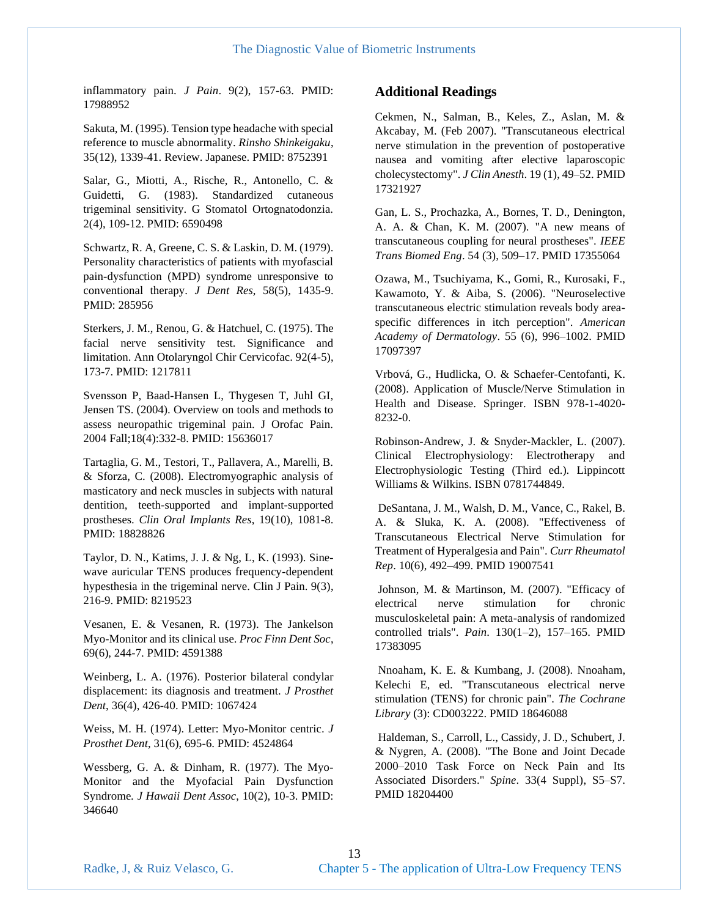inflammatory pain. *J Pain*. 9(2), 157-63. PMID: 17988952

Sakuta, M. (1995). Tension type headache with special reference to muscle abnormality. *Rinsho Shinkeigaku*, 35(12), 1339-41. Review. Japanese. PMID: 8752391

Salar, G., Miotti, A., Rische, R., Antonello, C. & Guidetti, G. (1983). Standardized cutaneous trigeminal sensitivity. G Stomatol Ortognatodonzia. 2(4), 109-12. PMID: 6590498

Schwartz, R. A, Greene, C. S. & Laskin, D. M. (1979). Personality characteristics of patients with myofascial pain-dysfunction (MPD) syndrome unresponsive to conventional therapy. *J Dent Res*, 58(5), 1435-9. PMID: 285956

Sterkers, J. M., Renou, G. & Hatchuel, C. (1975). The facial nerve sensitivity test. Significance and limitation. Ann Otolaryngol Chir Cervicofac. 92(4-5), 173-7. PMID: 1217811

Svensson P, Baad-Hansen L, Thygesen T, Juhl GI, Jensen TS. (2004). Overview on tools and methods to assess neuropathic trigeminal pain. J Orofac Pain. 2004 Fall;18(4):332-8. PMID: 15636017

Tartaglia, G. M., Testori, T., Pallavera, A., Marelli, B. & Sforza, C. (2008). Electromyographic analysis of masticatory and neck muscles in subjects with natural dentition, teeth-supported and implant-supported prostheses. *Clin Oral Implants Res*, 19(10), 1081-8. PMID: 18828826

Taylor, D. N., Katims, J. J. & Ng, L, K. (1993). Sine-wave auricular TENS produces frequency-dependent hypesthesia in the trigeminal nerve. Clin J Pain. 9(3), 216-9. PMID: 8219523

Vesanen, E. & Vesanen, R. (1973). The Jankelson Myo-Monitor and its clinical use. *Proc Finn Dent Soc*, 69(6), 244-7. PMID: 4591388

Weinberg, L. A. (1976). Posterior bilateral condylar displacement: its diagnosis and treatment. *J Prosthet Dent*, 36(4), 426-40. PMID: 1067424

Weiss, M. H. (1974). Letter: Myo-Monitor centric. *J Prosthet Dent*, 31(6), 695-6. PMID: 4524864

Wessberg, G. A. & Dinham, R. (1977). The Myo-Monitor and the Myofacial Pain Dysfunction Syndrome. *J Hawaii Dent Assoc*, 10(2), 10-3. PMID: 346640

## Additional Readings

Cekmen, N., Salman, B., Keles, Z., Aslan, M. & Akcabay, M. (Feb 2007). "Transcutaneous electrical nerve stimulation in the prevention of postoperative nausea and vomiting after elective laparoscopic cholecystectomy". *J Clin Anesth*. 19 (1), 49–52. PMID 17321927

Gan, L. S., Prochazka, A., Bornes, T. D., Denington, A. A. & Chan, K. M. (2007). "A new means of transcutaneous coupling for neural prostheses". *IEEE Trans Biomed Eng*. 54 (3), 509–17. PMID 17355064

Ozawa, M., Tsuchiyama, K., Gomi, R., Kurosaki, F., Kawamoto, Y. & Aiba, S. (2006). "Neuroselective transcutaneous electric stimulation reveals body area-specific differences in itch perception". *American Academy of Dermatology*. 55 (6), 996–1002. PMID 17097397

Vrbová, G., Hudlicka, O. & Schaefer-Centofanti, K. (2008). Application of Muscle/Nerve Stimulation in Health and Disease. Springer. ISBN 978-1-4020-8232-0.

Robinson-Andrew, J. & Snyder-Mackler, L. (2007). Clinical Electrophysiology: Electrotherapy and Electrophysiologic Testing (Third ed.). Lippincott Williams & Wilkins. ISBN 0781744849.

DeSantana, J. M., Walsh, D. M., Vance, C., Rakel, B. A. & Sluka, K. A. (2008). "Effectiveness of Transcutaneous Electrical Nerve Stimulation for Treatment of Hyperalgesia and Pain". *Curr Rheumatol Rep*. 10(6), 492–499. PMID 19007541

Johnson, M. & Martinson, M. (2007). "Efficacy of electrical nerve stimulation for chronic musculoskeletal pain: A meta-analysis of randomized controlled trials". *Pain*. 130(1–2), 157–165. PMID 17383095

Nnoaham, K. E. & Kumbang, J. (2008). Nnoaham, Kelechi E, ed. "Transcutaneous electrical nerve stimulation (TENS) for chronic pain". *The Cochrane Library* (3): CD003222. PMID 18646088

Haldeman, S., Carroll, L., Cassidy, J. D., Schubert, J. & Nygren, A. (2008). "The Bone and Joint Decade 2000–2010 Task Force on Neck Pain and Its Associated Disorders." *Spine*. 33(4 Suppl), S5–S7. PMID 18204400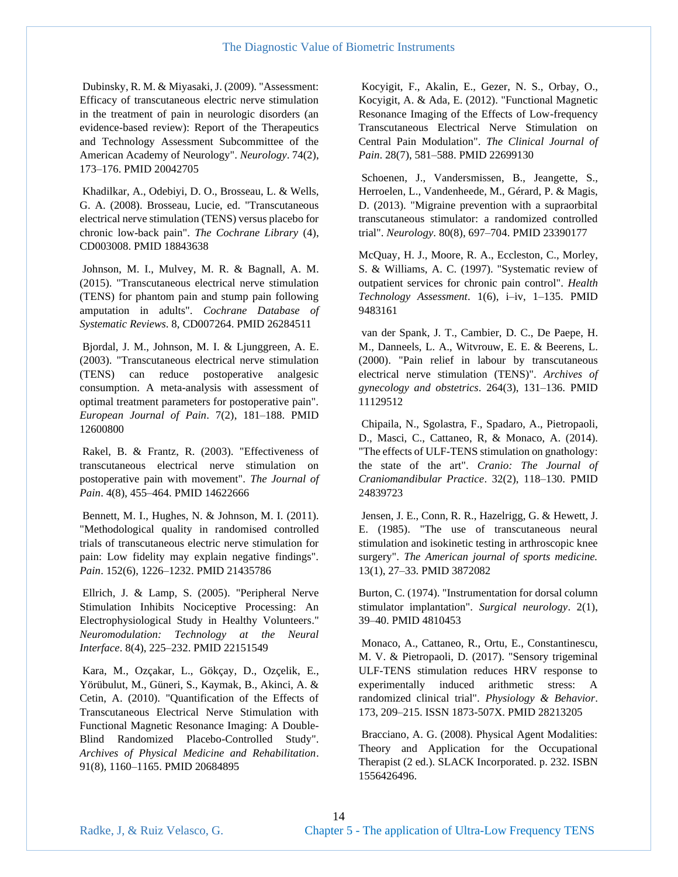Dubinsky, R. M. & Miyasaki, J. (2009). "Assessment: Efficacy of transcutaneous electric nerve stimulation in the treatment of pain in neurologic disorders (an evidence-based review): Report of the Therapeutics and Technology Assessment Subcommittee of the American Academy of Neurology". *Neurology*. 74(2), 173–176. PMID 20042705

Khadilkar, A., Odebiyi, D. O., Brosseau, L. & Wells, G. A. (2008). Brosseau, Lucie, ed. "Transcutaneous electrical nerve stimulation (TENS) versus placebo for chronic low-back pain". *The Cochrane Library* (4), CD003008. PMID 18843638

Johnson, M. I., Mulvey, M. R. & Bagnall, A. M. (2015). "Transcutaneous electrical nerve stimulation (TENS) for phantom pain and stump pain following amputation in adults". *Cochrane Database of Systematic Reviews*. 8, CD007264. PMID 26284511

Bjordal, J. M., Johnson, M. I. & Ljunggreen, A. E. (2003). "Transcutaneous electrical nerve stimulation (TENS) can reduce postoperative analgesic consumption. A meta-analysis with assessment of optimal treatment parameters for postoperative pain". *European Journal of Pain*. 7(2), 181–188. PMID 12600800

Rakel, B. & Frantz, R. (2003). "Effectiveness of transcutaneous electrical nerve stimulation on postoperative pain with movement". *The Journal of Pain*. 4(8), 455–464. PMID 14622666

Bennett, M. I., Hughes, N. & Johnson, M. I. (2011). "Methodological quality in randomised controlled trials of transcutaneous electric nerve stimulation for pain: Low fidelity may explain negative findings". *Pain*. 152(6), 1226–1232. PMID 21435786

Ellrich, J. & Lamp, S. (2005). "Peripheral Nerve Stimulation Inhibits Nociceptive Processing: An Electrophysiological Study in Healthy Volunteers." *Neuromodulation: Technology at the Neural Interface*. 8(4), 225–232. PMID 22151549

Kara, M., Ozçakar, L., Gökçay, D., Ozçelik, E., Yörübulut, M., Güneri, S., Kaymak, B., Akinci, A. & Cetin, A. (2010). "Quantification of the Effects of Transcutaneous Electrical Nerve Stimulation with Functional Magnetic Resonance Imaging: A Double-Blind Randomized Placebo-Controlled Study". *Archives of Physical Medicine and Rehabilitation*. 91(8), 1160–1165. PMID 20684895

Kocyigit, F., Akalin, E., Gezer, N. S., Orbay, O., Kocyigit, A. & Ada, E. (2012). "Functional Magnetic Resonance Imaging of the Effects of Low-frequency Transcutaneous Electrical Nerve Stimulation on Central Pain Modulation". *The Clinical Journal of Pain*. 28(7), 581–588. PMID 22699130

Schoenen, J., Vandersmissen, B., Jeangette, S., Herroelen, L., Vandenheede, M., Gérard, P. & Magis, D. (2013). "Migraine prevention with a supraorbital transcutaneous stimulator: a randomized controlled trial". *Neurology*. 80(8), 697–704. PMID 23390177

McQuay, H. J., Moore, R. A., Eccleston, C., Morley, S. & Williams, A. C. (1997). "Systematic review of outpatient services for chronic pain control". *Health Technology Assessment*. 1(6), i–iv, 1–135. PMID 9483161

van der Spank, J. T., Cambier, D. C., De Paepe, H. M., Danneels, L. A., Witvrouw, E. E. & Beerens, L. (2000). "Pain relief in labour by transcutaneous electrical nerve stimulation (TENS)". *Archives of gynecology and obstetrics*. 264(3), 131–136. PMID 11129512

Chipaila, N., Sgolastra, F., Spadaro, A., Pietropaoli, D., Masci, C., Cattaneo, R, & Monaco, A. (2014). "The effects of ULF-TENS stimulation on gnathology: the state of the art". *Cranio: The Journal of Craniomandibular Practice*. 32(2), 118–130. PMID 24839723

Jensen, J. E., Conn, R. R., Hazelrigg, G. & Hewett, J. E. (1985). "The use of transcutaneous neural stimulation and isokinetic testing in arthroscopic knee surgery". *The American journal of sports medicine.* 13(1), 27–33. PMID 3872082

Burton, C. (1974). "Instrumentation for dorsal column stimulator implantation". *Surgical neurology*. 2(1), 39–40. PMID 4810453

Monaco, A., Cattaneo, R., Ortu, E., Constantinescu, M. V. & Pietropaoli, D. (2017). "Sensory trigeminal ULF-TENS stimulation reduces HRV response to experimentally induced arithmetic stress: A randomized clinical trial". *Physiology & Behavior*. 173, 209–215. ISSN 1873-507X. PMID 28213205

Bracciano, A. G. (2008). Physical Agent Modalities: Theory and Application for the Occupational Therapist (2 ed.). SLACK Incorporated. p. 232. ISBN 1556426496.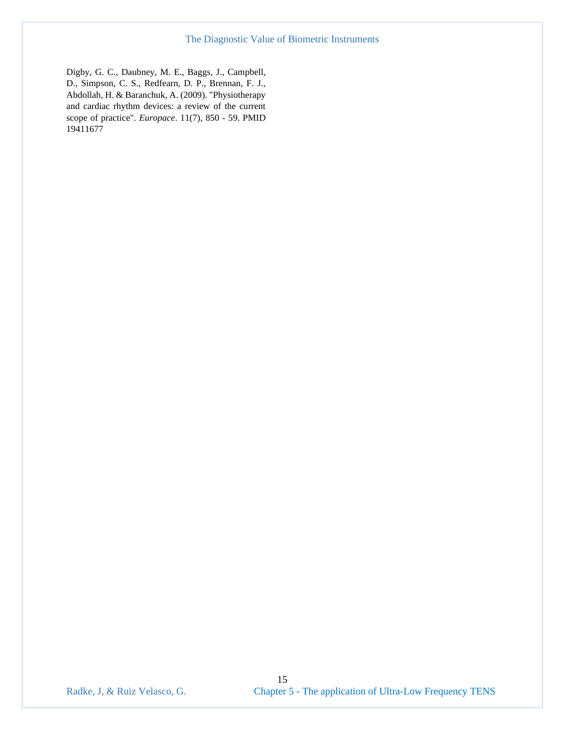Digby, G. C., Daubney, M. E., Baggs, J., Campbell, D., Simpson, C. S., Redfearn, D. P., Brennan, F. J., Abdollah, H. & Baranchuk, A. (2009). "Physiotherapy and cardiac rhythm devices: a review of the current scope of practice". *Europace*. 11(7), 850 - 59. PMID 19411677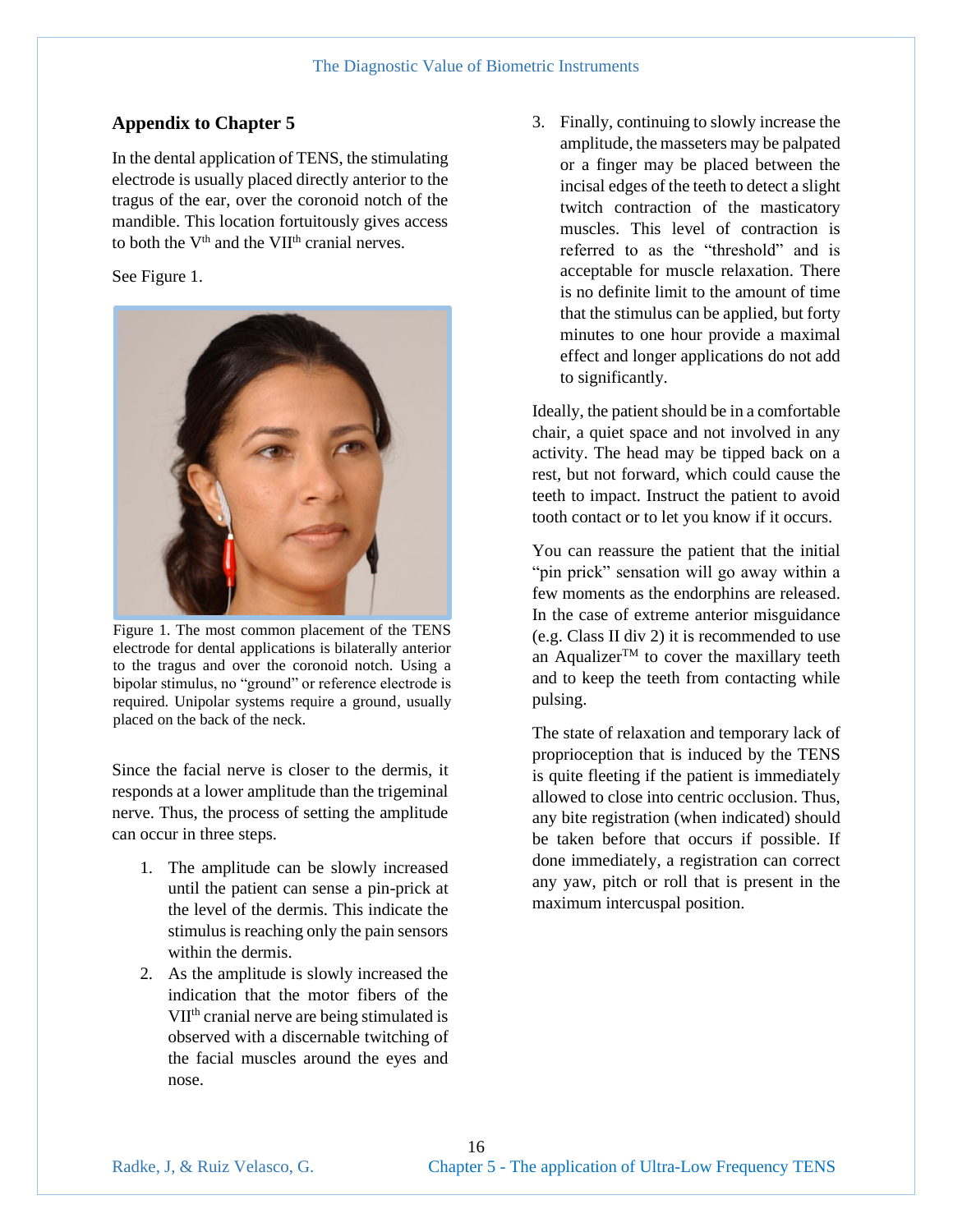## Appendix to Chapter 5

In the dental application of TENS, the stimulating electrode is usually placed directly anterior to the tragus of the ear, over the coronoid notch of the mandible. This location fortuitously gives access to both the V$^{th}$ and the VII$^{th}$ cranial nerves.

See Figure 1.

Figure 1. The most common placement of the TENS electrode for dental applications is bilaterally anterior to the tragus and over the coronoid notch. Using a bipolar stimulus, no "ground" or reference electrode is required. Unipolar systems require a ground, usually placed on the back of the neck.

Since the facial nerve is closer to the dermis, it responds at a lower amplitude than the trigeminal nerve. Thus, the process of setting the amplitude can occur in three steps.

1. The amplitude can be slowly increased until the patient can sense a pin-prick at the level of the dermis. This indicate the stimulus is reaching only the pain sensors within the dermis.
2. As the amplitude is slowly increased the indication that the motor fibers of the VII$^{th}$ cranial nerve are being stimulated is observed with a discernable twitching of the facial muscles around the eyes and nose.
3. Finally, continuing to slowly increase the amplitude, the masseters may be palpated or a finger may be placed between the incisal edges of the teeth to detect a slight twitch contraction of the masticatory muscles. This level of contraction is referred to as the "threshold" and is acceptable for muscle relaxation. There is no definite limit to the amount of time that the stimulus can be applied, but forty minutes to one hour provide a maximal effect and longer applications do not add to significantly.

Ideally, the patient should be in a comfortable chair, a quiet space and not involved in any activity. The head may be tipped back on a rest, but not forward, which could cause the teeth to impact. Instruct the patient to avoid tooth contact or to let you know if it occurs.

You can reassure the patient that the initial "pin prick" sensation will go away within a few moments as the endorphins are released. In the case of extreme anterior misguidance (e.g. Class II div 2) it is recommended to use an Aqualizer™ to cover the maxillary teeth and to keep the teeth from contacting while pulsing.

The state of relaxation and temporary lack of proprioception that is induced by the TENS is quite fleeting if the patient is immediately allowed to close into centric occlusion. Thus, any bite registration (when indicated) should be taken before that occurs if possible. If done immediately, a registration can correct any yaw, pitch or roll that is present in the maximum intercuspal position.